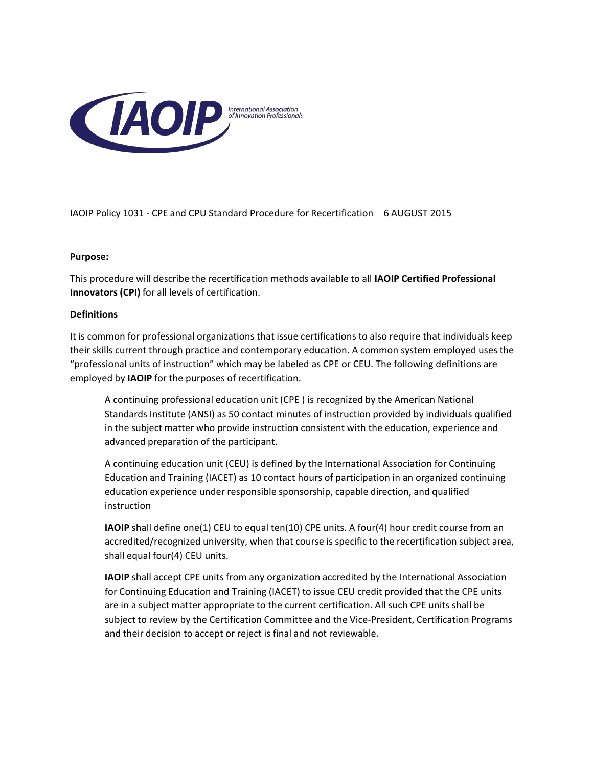IAOIP
International Association of Innovation Professionals

IAOIP Policy 1031 - CPE and CPU Standard Procedure for Recertification 6 AUGUST 2015

**Purpose:**

This procedure will describe the recertification methods available to all **IAOIP Certified Professional Innovators (CPI)** for all levels of certification.

**Definitions**

It is common for professional organizations that issue certifications to also require that individuals keep their skills current through practice and contemporary education. A common system employed uses the "professional units of instruction" which may be labeled as CPE or CEU. The following definitions are employed by **IAOIP** for the purposes of recertification.

> A continuing professional education unit (CPE ) is recognized by the American National Standards Institute (ANSI) as 50 contact minutes of instruction provided by individuals qualified in the subject matter who provide instruction consistent with the education, experience and advanced preparation of the participant.
>
> A continuing education unit (CEU) is defined by the International Association for Continuing Education and Training (IACET) as 10 contact hours of participation in an organized continuing education experience under responsible sponsorship, capable direction, and qualified instruction
>
> **IAOIP** shall define one(1) CEU to equal ten(10) CPE units. A four(4) hour credit course from an accredited/recognized university, when that course is specific to the recertification subject area, shall equal four(4) CEU units.
>
> **IAOIP** shall accept CPE units from any organization accredited by the International Association for Continuing Education and Training (IACET) to issue CEU credit provided that the CPE units are in a subject matter appropriate to the current certification. All such CPE units shall be subject to review by the Certification Committee and the Vice-President, Certification Programs and their decision to accept or reject is final and not reviewable.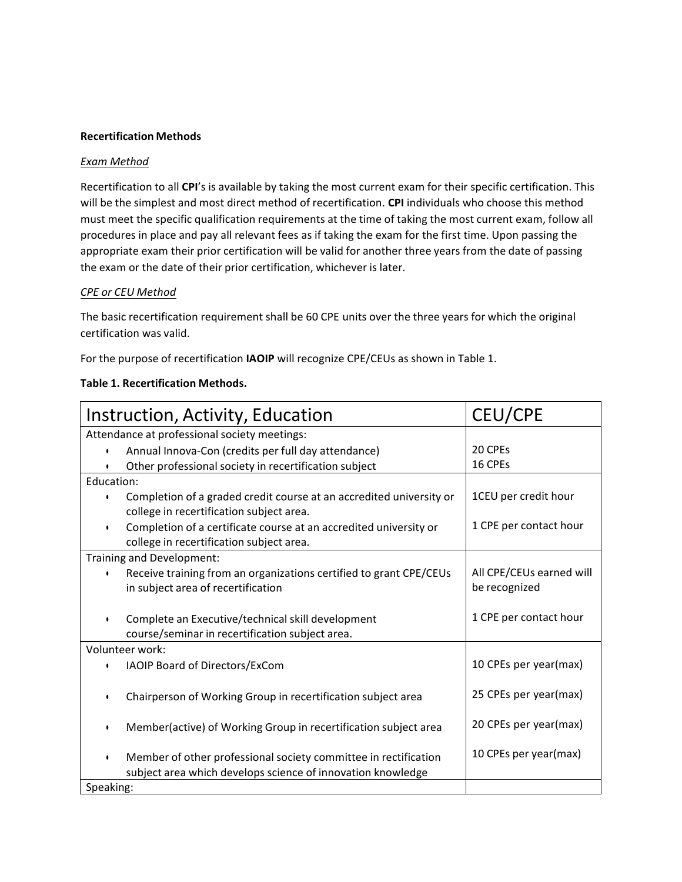**Recertification Methods**

*Exam Method*

Recertification to all **CPI**'s is available by taking the most current exam for their specific certification. This will be the simplest and most direct method of recertification. **CPI** individuals who choose this method must meet the specific qualification requirements at the time of taking the most current exam, follow all procedures in place and pay all relevant fees as if taking the exam for the first time. Upon passing the appropriate exam their prior certification will be valid for another three years from the date of passing the exam or the date of their prior certification, whichever is later.

*CPE or CEU Method*

The basic recertification requirement shall be 60 CPE units over the three years for which the original certification was valid.

For the purpose of recertification **IAOIP** will recognize CPE/CEUs as shown in Table 1.

**Table 1. Recertification Methods.**

| Instruction, Activity, Education | CEU/CPE |
|---|---|
| Attendance at professional society meetings: | |
| • Annual Innova-Con (credits per full day attendance) | 20 CPEs |
| • Other professional society in recertification subject | 16 CPEs |
| Education: | |
| • Completion of a graded credit course at an accredited university or college in recertification subject area. | 1CEU per credit hour |
| • Completion of a certificate course at an accredited university or college in recertification subject area. | 1 CPE per contact hour |
| Training and Development: | |
| • Receive training from an organizations certified to grant CPE/CEUs in subject area of recertification | All CPE/CEUs earned will be recognized |
| • Complete an Executive/technical skill development course/seminar in recertification subject area. | 1 CPE per contact hour |
| Volunteer work: | |
| • IAOIP Board of Directors/ExCom | 10 CPEs per year(max) |
| • Chairperson of Working Group in recertification subject area | 25 CPEs per year(max) |
| • Member(active) of Working Group in recertification subject area | 20 CPEs per year(max) |
| • Member of other professional society committee in rectification subject area which develops science of innovation knowledge | 10 CPEs per year(max) |
| Speaking: | |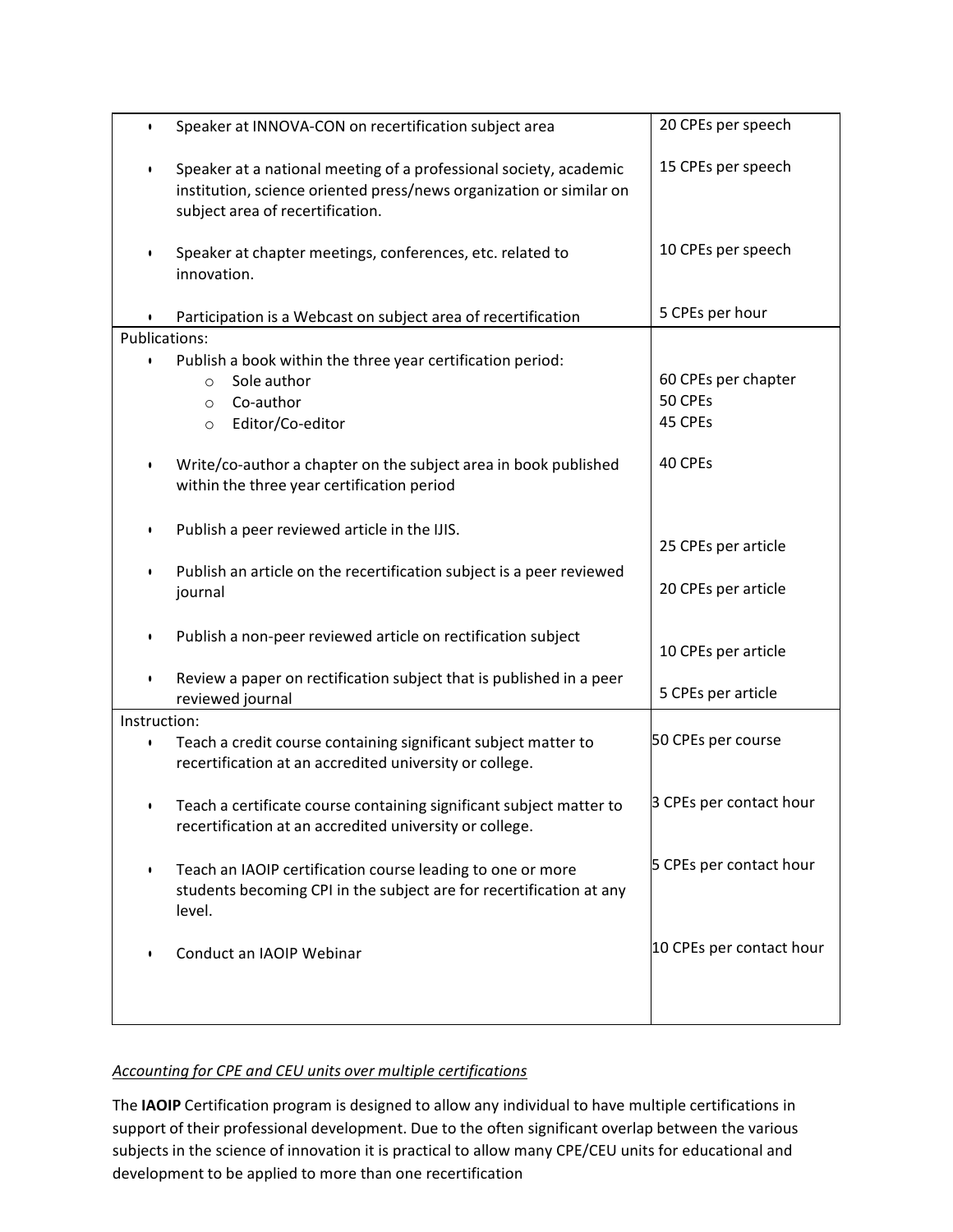| Activity | CPEs |
|---|---|
| • Speaker at INNOVA-CON on recertification subject area | 20 CPEs per speech |
| • Speaker at a national meeting of a professional society, academic institution, science oriented press/news organization or similar on subject area of recertification. | 15 CPEs per speech |
| • Speaker at chapter meetings, conferences, etc. related to innovation. | 10 CPEs per speech |
| • Participation is a Webcast on subject area of recertification | 5 CPEs per hour |
| Publications: | |
| • Publish a book within the three year certification period: | |
| ○ Sole author | 60 CPEs per chapter |
| ○ Co-author | 50 CPEs |
| ○ Editor/Co-editor | 45 CPEs |
| • Write/co-author a chapter on the subject area in book published within the three year certification period | 40 CPEs |
| • Publish a peer reviewed article in the IJIS. | 25 CPEs per article |
| • Publish an article on the recertification subject is a peer reviewed journal | 20 CPEs per article |
| • Publish a non-peer reviewed article on rectification subject | 10 CPEs per article |
| • Review a paper on rectification subject that is published in a peer reviewed journal | 5 CPEs per article |
| Instruction: | |
| • Teach a credit course containing significant subject matter to recertification at an accredited university or college. | 50 CPEs per course |
| • Teach a certificate course containing significant subject matter to recertification at an accredited university or college. | 3 CPEs per contact hour |
| • Teach an IAOIP certification course leading to one or more students becoming CPI in the subject are for recertification at any level. | 5 CPEs per contact hour |
| • Conduct an IAOIP Webinar | 10 CPEs per contact hour |

*Accounting for CPE and CEU units over multiple certifications*

The **IAOIP** Certification program is designed to allow any individual to have multiple certifications in support of their professional development. Due to the often significant overlap between the various subjects in the science of innovation it is practical to allow many CPE/CEU units for educational and development to be applied to more than one recertification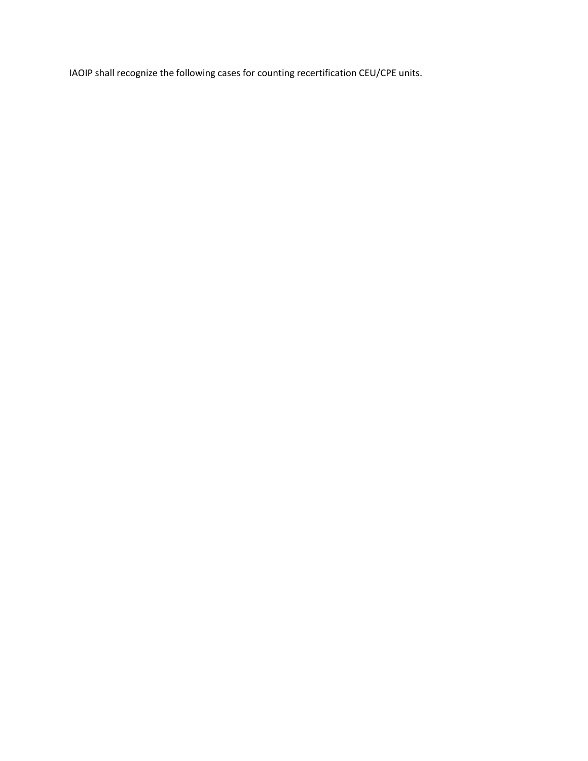IAOIP shall recognize the following cases for counting recertification CEU/CPE units.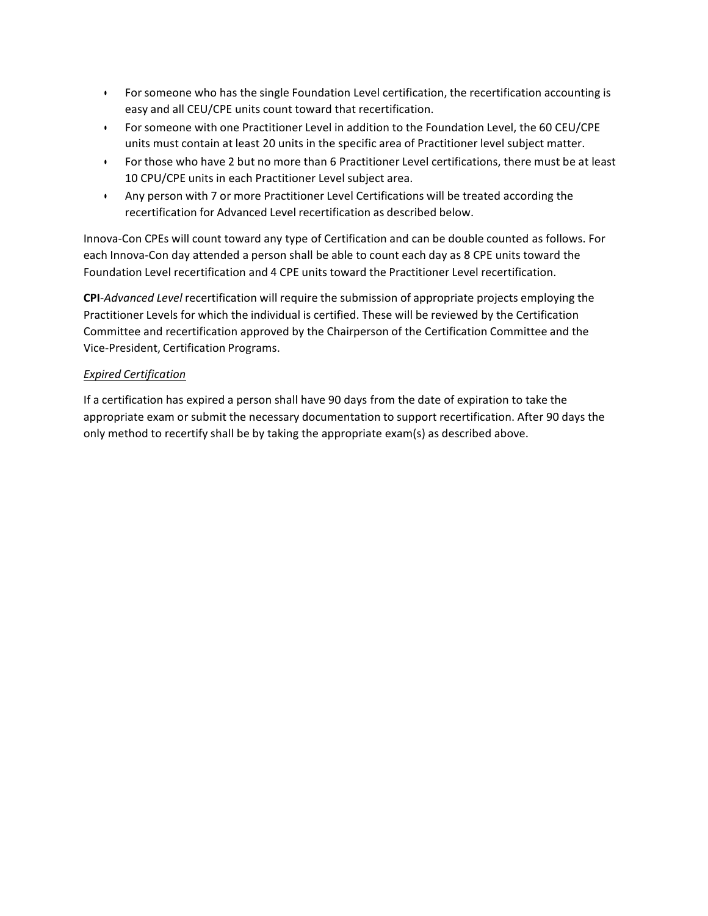- For someone who has the single Foundation Level certification, the recertification accounting is easy and all CEU/CPE units count toward that recertification.
- For someone with one Practitioner Level in addition to the Foundation Level, the 60 CEU/CPE units must contain at least 20 units in the specific area of Practitioner level subject matter.
- For those who have 2 but no more than 6 Practitioner Level certifications, there must be at least 10 CPU/CPE units in each Practitioner Level subject area.
- Any person with 7 or more Practitioner Level Certifications will be treated according the recertification for Advanced Level recertification as described below.

Innova-Con CPEs will count toward any type of Certification and can be double counted as follows. For each Innova-Con day attended a person shall be able to count each day as 8 CPE units toward the Foundation Level recertification and 4 CPE units toward the Practitioner Level recertification.

**CPI**-*Advanced Level* recertification will require the submission of appropriate projects employing the Practitioner Levels for which the individual is certified. These will be reviewed by the Certification Committee and recertification approved by the Chairperson of the Certification Committee and the Vice-President, Certification Programs.

*Expired Certification*

If a certification has expired a person shall have 90 days from the date of expiration to take the appropriate exam or submit the necessary documentation to support recertification. After 90 days the only method to recertify shall be by taking the appropriate exam(s) as described above.